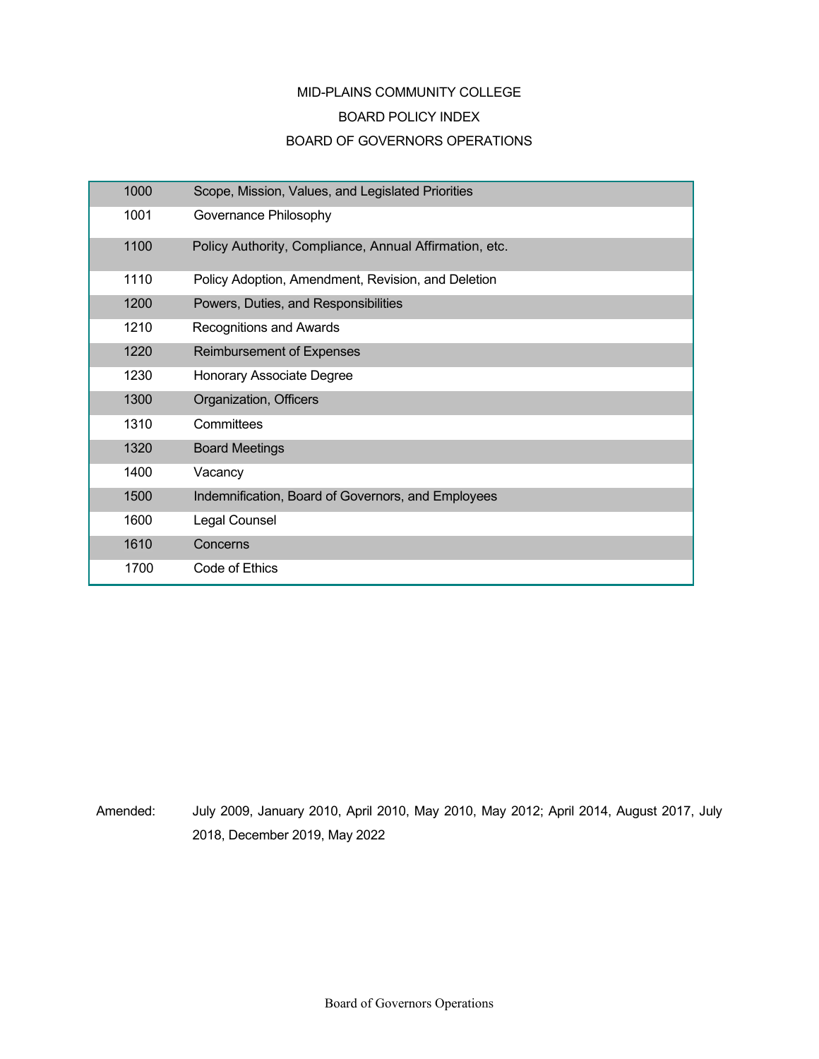# MID-PLAINS COMMUNITY COLLEGE

## BOARD POLICY INDEX

## BOARD OF GOVERNORS OPERATIONS

| | |
|---|---|
| 1000 | Scope, Mission, Values, and Legislated Priorities |
| 1001 | Governance Philosophy |
| 1100 | Policy Authority, Compliance, Annual Affirmation, etc. |
| 1110 | Policy Adoption, Amendment, Revision, and Deletion |
| 1200 | Powers, Duties, and Responsibilities |
| 1210 | Recognitions and Awards |
| 1220 | Reimbursement of Expenses |
| 1230 | Honorary Associate Degree |
| 1300 | Organization, Officers |
| 1310 | Committees |
| 1320 | Board Meetings |
| 1400 | Vacancy |
| 1500 | Indemnification, Board of Governors, and Employees |
| 1600 | Legal Counsel |
| 1610 | Concerns |
| 1700 | Code of Ethics |

Amended: July 2009, January 2010, April 2010, May 2010, May 2012; April 2014, August 2017, July 2018, December 2019, May 2022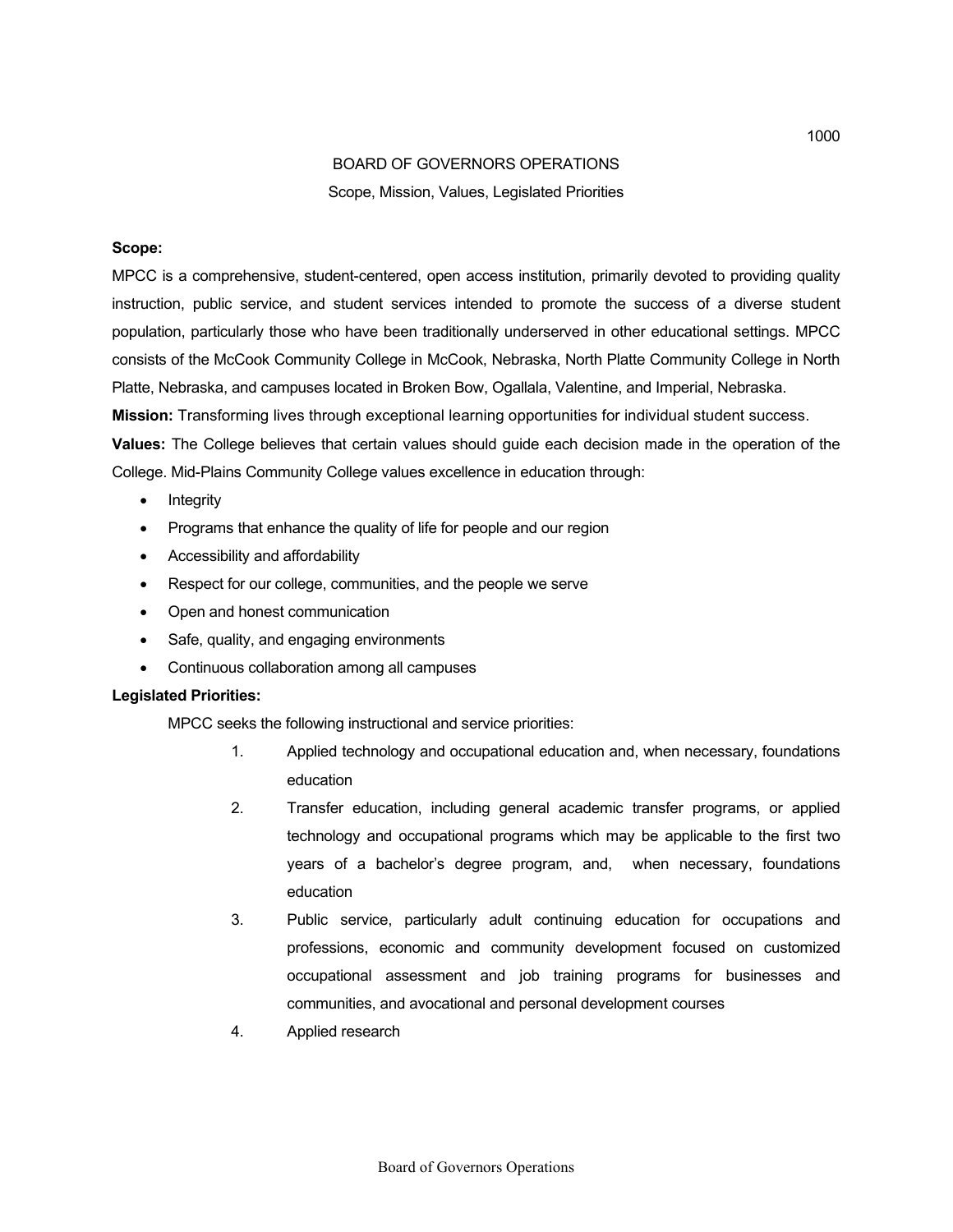## BOARD OF GOVERNORS OPERATIONS

### Scope, Mission, Values, Legislated Priorities

**Scope:**

MPCC is a comprehensive, student-centered, open access institution, primarily devoted to providing quality instruction, public service, and student services intended to promote the success of a diverse student population, particularly those who have been traditionally underserved in other educational settings. MPCC consists of the McCook Community College in McCook, Nebraska, North Platte Community College in North Platte, Nebraska, and campuses located in Broken Bow, Ogallala, Valentine, and Imperial, Nebraska.

**Mission:** Transforming lives through exceptional learning opportunities for individual student success.

**Values:** The College believes that certain values should guide each decision made in the operation of the College. Mid-Plains Community College values excellence in education through:

- Integrity
- Programs that enhance the quality of life for people and our region
- Accessibility and affordability
- Respect for our college, communities, and the people we serve
- Open and honest communication
- Safe, quality, and engaging environments
- Continuous collaboration among all campuses

**Legislated Priorities:**

MPCC seeks the following instructional and service priorities:

1. Applied technology and occupational education and, when necessary, foundations education
2. Transfer education, including general academic transfer programs, or applied technology and occupational programs which may be applicable to the first two years of a bachelor's degree program, and, when necessary, foundations education
3. Public service, particularly adult continuing education for occupations and professions, economic and community development focused on customized occupational assessment and job training programs for businesses and communities, and avocational and personal development courses
4. Applied research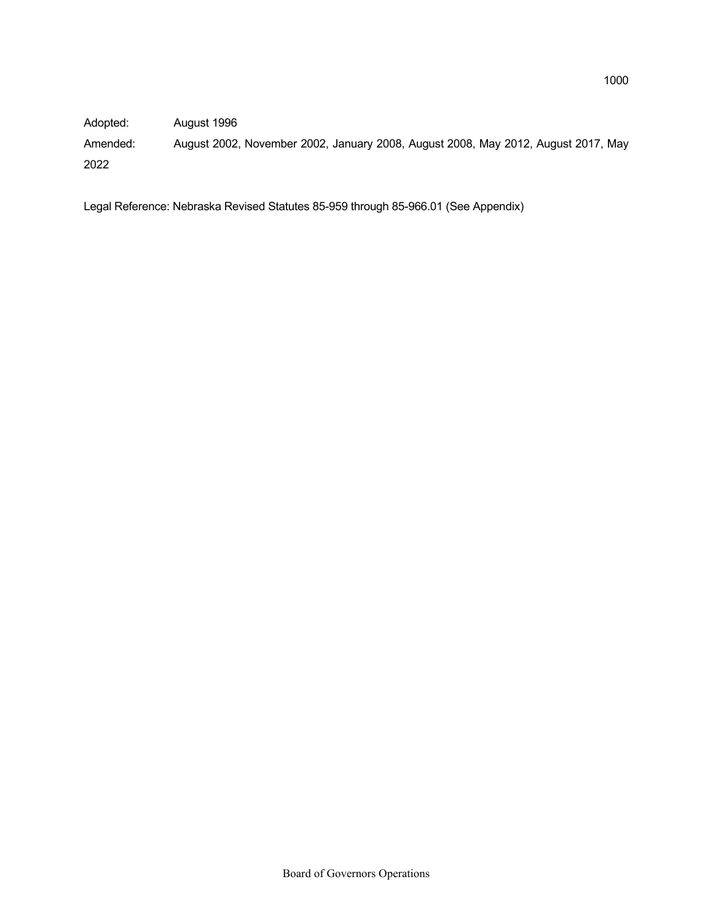Adopted: August 1996

Amended: August 2002, November 2002, January 2008, August 2008, May 2012, August 2017, May 2022

Legal Reference: Nebraska Revised Statutes 85-959 through 85-966.01 (See Appendix)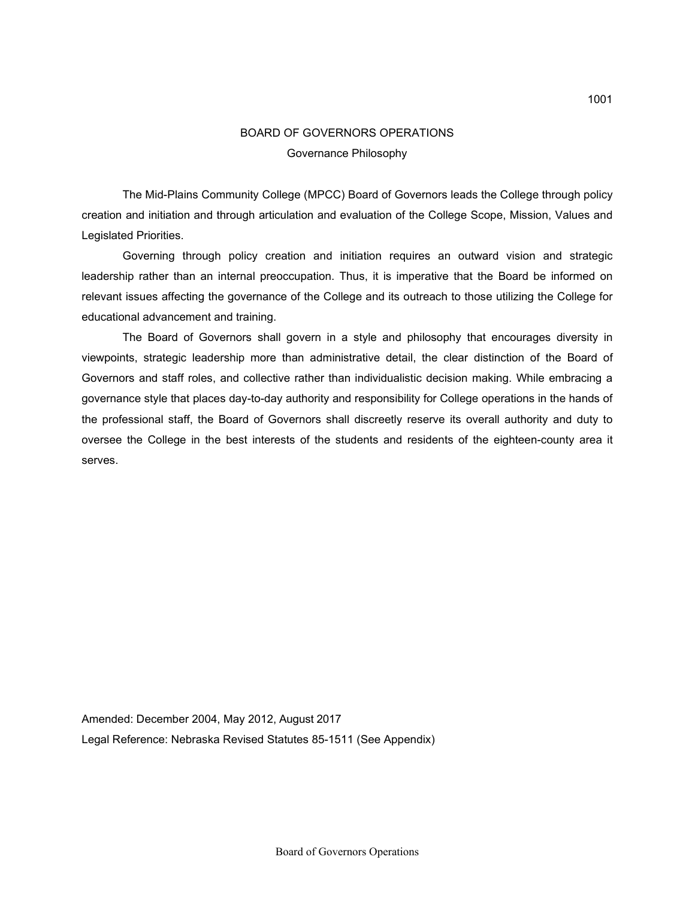# BOARD OF GOVERNORS OPERATIONS

## Governance Philosophy

The Mid-Plains Community College (MPCC) Board of Governors leads the College through policy creation and initiation and through articulation and evaluation of the College Scope, Mission, Values and Legislated Priorities.

Governing through policy creation and initiation requires an outward vision and strategic leadership rather than an internal preoccupation. Thus, it is imperative that the Board be informed on relevant issues affecting the governance of the College and its outreach to those utilizing the College for educational advancement and training.

The Board of Governors shall govern in a style and philosophy that encourages diversity in viewpoints, strategic leadership more than administrative detail, the clear distinction of the Board of Governors and staff roles, and collective rather than individualistic decision making. While embracing a governance style that places day-to-day authority and responsibility for College operations in the hands of the professional staff, the Board of Governors shall discreetly reserve its overall authority and duty to oversee the College in the best interests of the students and residents of the eighteen-county area it serves.

Amended: December 2004, May 2012, August 2017

Legal Reference: Nebraska Revised Statutes 85-1511 (See Appendix)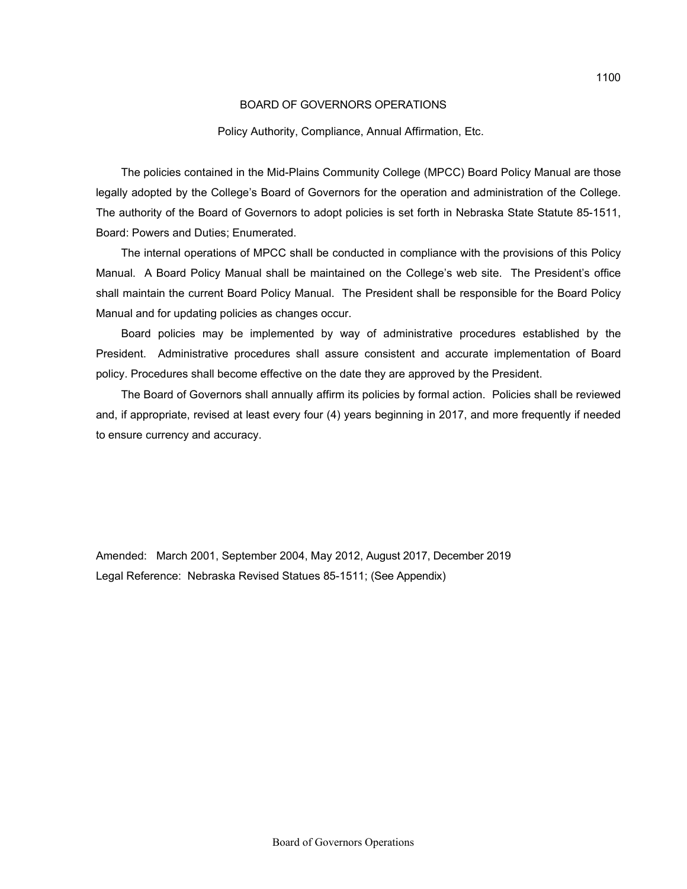# BOARD OF GOVERNORS OPERATIONS

## Policy Authority, Compliance, Annual Affirmation, Etc.

The policies contained in the Mid-Plains Community College (MPCC) Board Policy Manual are those legally adopted by the College's Board of Governors for the operation and administration of the College. The authority of the Board of Governors to adopt policies is set forth in Nebraska State Statute 85-1511, Board: Powers and Duties; Enumerated.

The internal operations of MPCC shall be conducted in compliance with the provisions of this Policy Manual. A Board Policy Manual shall be maintained on the College's web site. The President's office shall maintain the current Board Policy Manual. The President shall be responsible for the Board Policy Manual and for updating policies as changes occur.

Board policies may be implemented by way of administrative procedures established by the President. Administrative procedures shall assure consistent and accurate implementation of Board policy. Procedures shall become effective on the date they are approved by the President.

The Board of Governors shall annually affirm its policies by formal action. Policies shall be reviewed and, if appropriate, revised at least every four (4) years beginning in 2017, and more frequently if needed to ensure currency and accuracy.

Amended: March 2001, September 2004, May 2012, August 2017, December 2019

Legal Reference: Nebraska Revised Statues 85-1511; (See Appendix)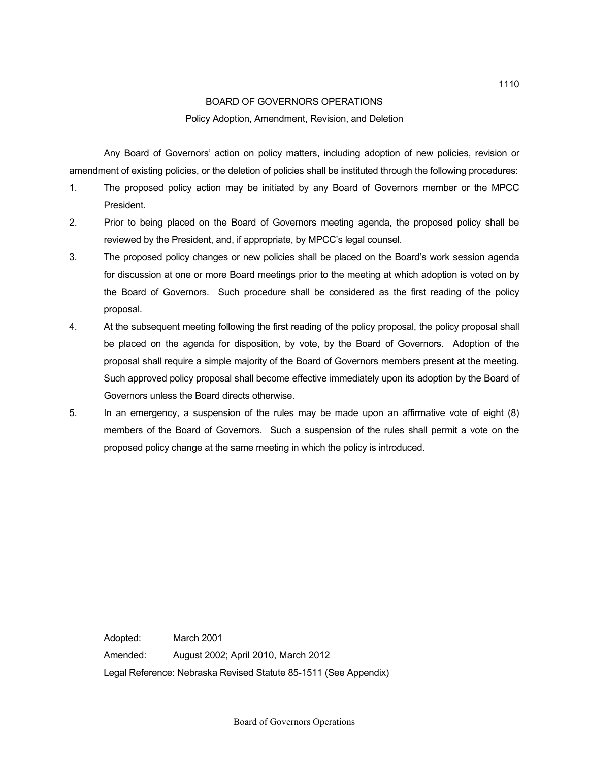## BOARD OF GOVERNORS OPERATIONS

### Policy Adoption, Amendment, Revision, and Deletion

Any Board of Governors' action on policy matters, including adoption of new policies, revision or amendment of existing policies, or the deletion of policies shall be instituted through the following procedures:

1. The proposed policy action may be initiated by any Board of Governors member or the MPCC President.
2. Prior to being placed on the Board of Governors meeting agenda, the proposed policy shall be reviewed by the President, and, if appropriate, by MPCC's legal counsel.
3. The proposed policy changes or new policies shall be placed on the Board's work session agenda for discussion at one or more Board meetings prior to the meeting at which adoption is voted on by the Board of Governors. Such procedure shall be considered as the first reading of the policy proposal.
4. At the subsequent meeting following the first reading of the policy proposal, the policy proposal shall be placed on the agenda for disposition, by vote, by the Board of Governors. Adoption of the proposal shall require a simple majority of the Board of Governors members present at the meeting. Such approved policy proposal shall become effective immediately upon its adoption by the Board of Governors unless the Board directs otherwise.
5. In an emergency, a suspension of the rules may be made upon an affirmative vote of eight (8) members of the Board of Governors. Such a suspension of the rules shall permit a vote on the proposed policy change at the same meeting in which the policy is introduced.

Adopted: March 2001

Amended: August 2002; April 2010, March 2012

Legal Reference: Nebraska Revised Statute 85-1511 (See Appendix)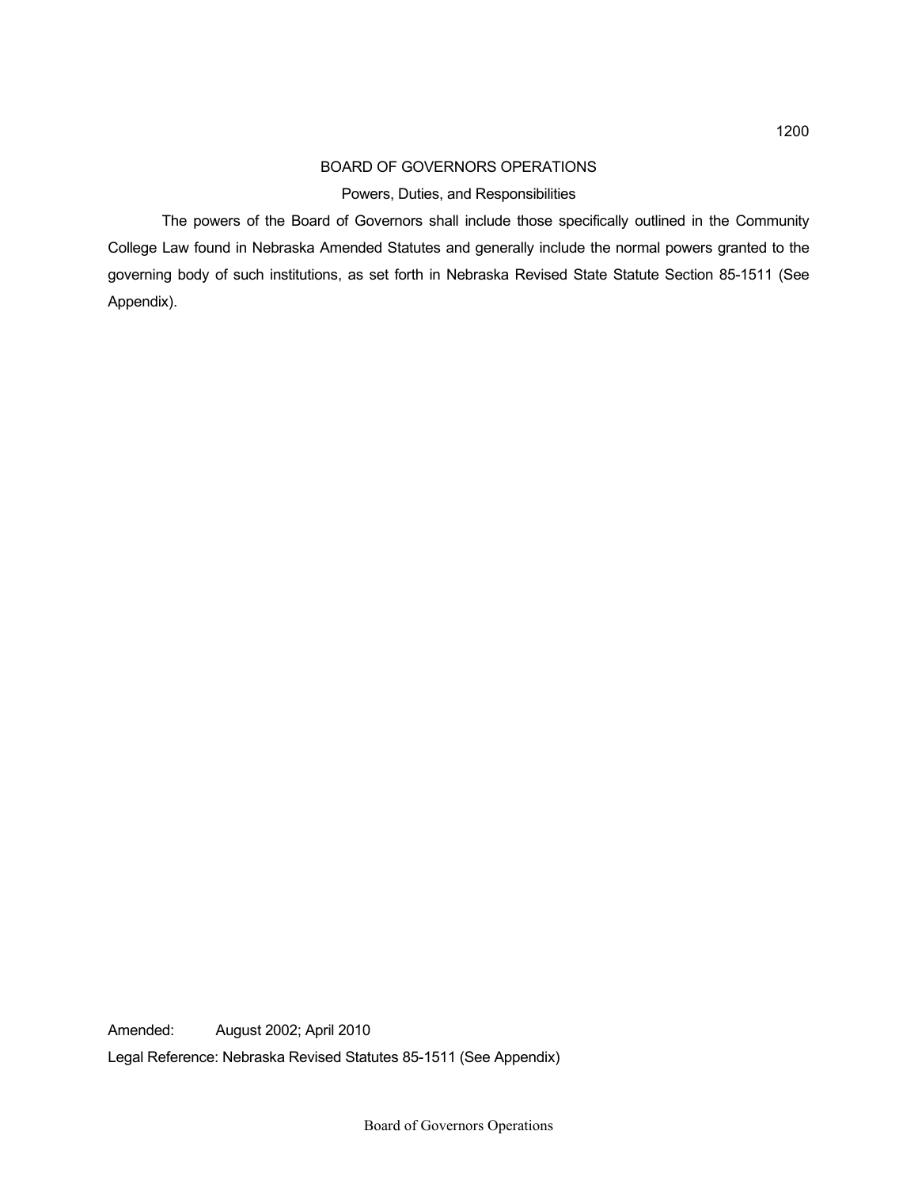# BOARD OF GOVERNORS OPERATIONS

## Powers, Duties, and Responsibilities

The powers of the Board of Governors shall include those specifically outlined in the Community College Law found in Nebraska Amended Statutes and generally include the normal powers granted to the governing body of such institutions, as set forth in Nebraska Revised State Statute Section 85-1511 (See Appendix).

Amended: August 2002; April 2010

Legal Reference: Nebraska Revised Statutes 85-1511 (See Appendix)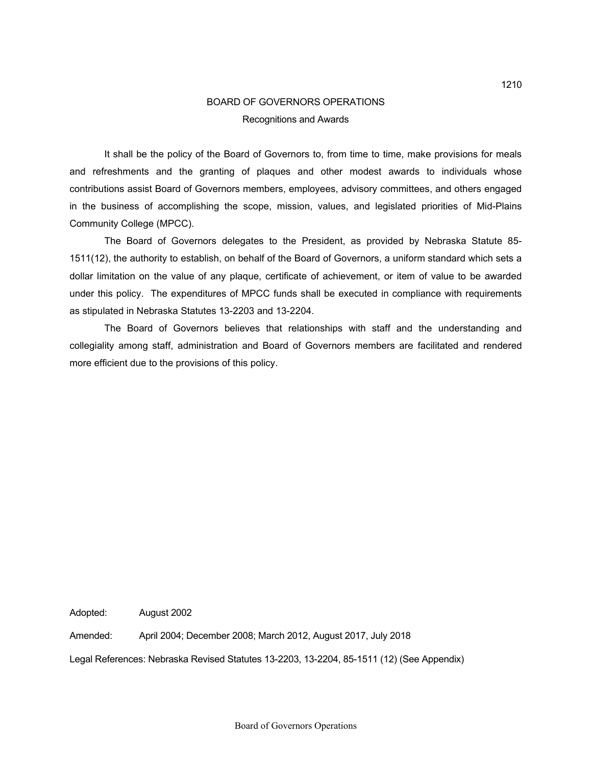# BOARD OF GOVERNORS OPERATIONS

## Recognitions and Awards

It shall be the policy of the Board of Governors to, from time to time, make provisions for meals and refreshments and the granting of plaques and other modest awards to individuals whose contributions assist Board of Governors members, employees, advisory committees, and others engaged in the business of accomplishing the scope, mission, values, and legislated priorities of Mid-Plains Community College (MPCC).

The Board of Governors delegates to the President, as provided by Nebraska Statute 85-1511(12), the authority to establish, on behalf of the Board of Governors, a uniform standard which sets a dollar limitation on the value of any plaque, certificate of achievement, or item of value to be awarded under this policy. The expenditures of MPCC funds shall be executed in compliance with requirements as stipulated in Nebraska Statutes 13-2203 and 13-2204.

The Board of Governors believes that relationships with staff and the understanding and collegiality among staff, administration and Board of Governors members are facilitated and rendered more efficient due to the provisions of this policy.

Adopted: August 2002

Amended: April 2004; December 2008; March 2012, August 2017, July 2018

Legal References: Nebraska Revised Statutes 13-2203, 13-2204, 85-1511 (12) (See Appendix)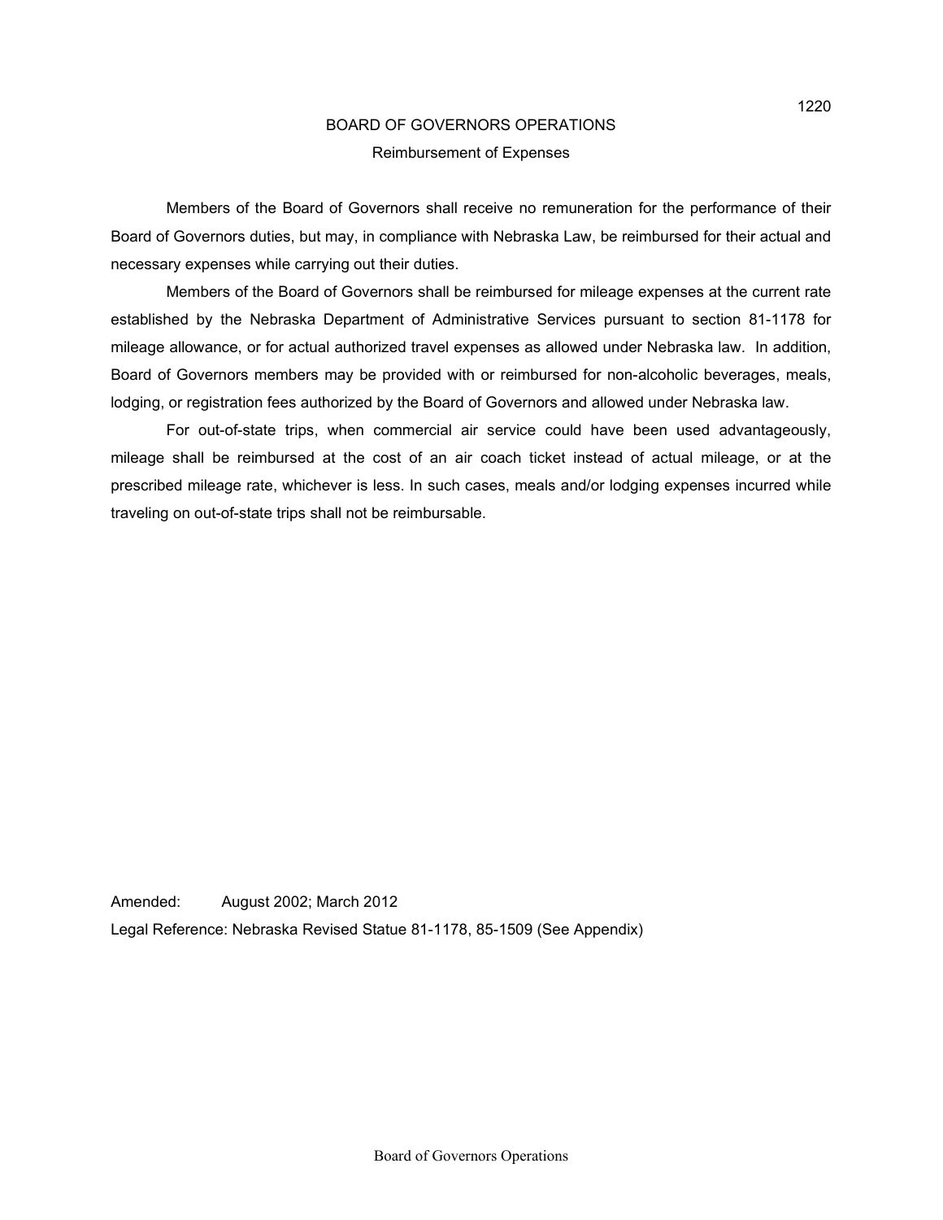## BOARD OF GOVERNORS OPERATIONS

### Reimbursement of Expenses

Members of the Board of Governors shall receive no remuneration for the performance of their Board of Governors duties, but may, in compliance with Nebraska Law, be reimbursed for their actual and necessary expenses while carrying out their duties.

Members of the Board of Governors shall be reimbursed for mileage expenses at the current rate established by the Nebraska Department of Administrative Services pursuant to section 81-1178 for mileage allowance, or for actual authorized travel expenses as allowed under Nebraska law. In addition, Board of Governors members may be provided with or reimbursed for non-alcoholic beverages, meals, lodging, or registration fees authorized by the Board of Governors and allowed under Nebraska law.

For out-of-state trips, when commercial air service could have been used advantageously, mileage shall be reimbursed at the cost of an air coach ticket instead of actual mileage, or at the prescribed mileage rate, whichever is less. In such cases, meals and/or lodging expenses incurred while traveling on out-of-state trips shall not be reimbursable.

Amended: August 2002; March 2012

Legal Reference: Nebraska Revised Statue 81-1178, 85-1509 (See Appendix)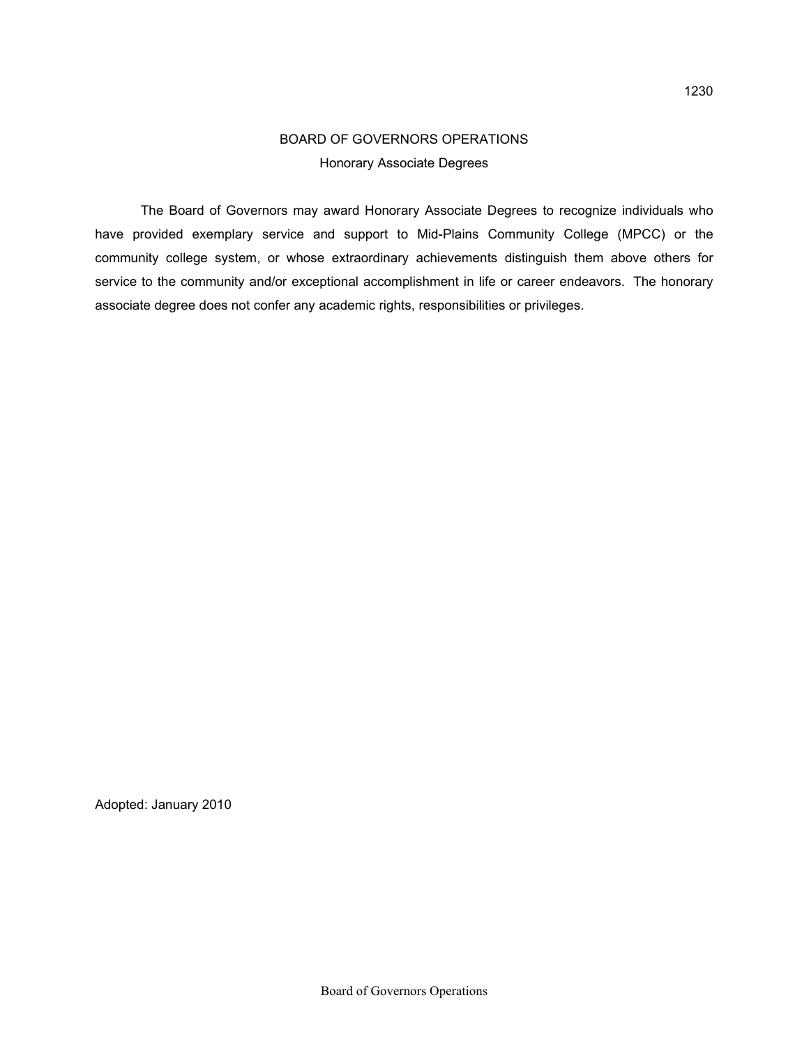# BOARD OF GOVERNORS OPERATIONS

## Honorary Associate Degrees

The Board of Governors may award Honorary Associate Degrees to recognize individuals who have provided exemplary service and support to Mid-Plains Community College (MPCC) or the community college system, or whose extraordinary achievements distinguish them above others for service to the community and/or exceptional accomplishment in life or career endeavors. The honorary associate degree does not confer any academic rights, responsibilities or privileges.

Adopted: January 2010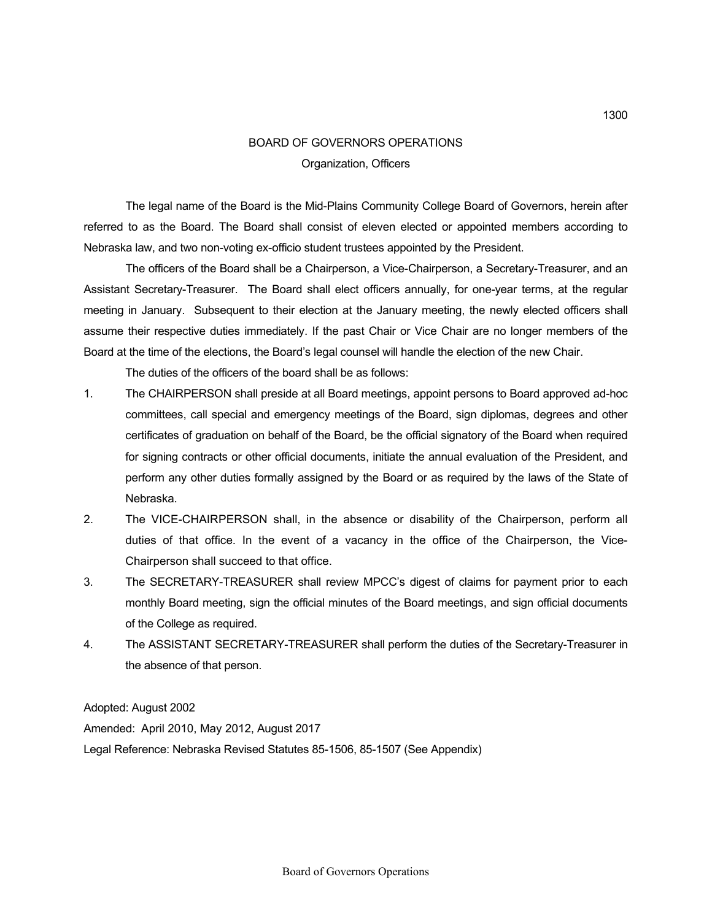# BOARD OF GOVERNORS OPERATIONS

## Organization, Officers

The legal name of the Board is the Mid-Plains Community College Board of Governors, herein after referred to as the Board. The Board shall consist of eleven elected or appointed members according to Nebraska law, and two non-voting ex-officio student trustees appointed by the President.

The officers of the Board shall be a Chairperson, a Vice-Chairperson, a Secretary-Treasurer, and an Assistant Secretary-Treasurer. The Board shall elect officers annually, for one-year terms, at the regular meeting in January. Subsequent to their election at the January meeting, the newly elected officers shall assume their respective duties immediately. If the past Chair or Vice Chair are no longer members of the Board at the time of the elections, the Board's legal counsel will handle the election of the new Chair.

The duties of the officers of the board shall be as follows:

1. The CHAIRPERSON shall preside at all Board meetings, appoint persons to Board approved ad-hoc committees, call special and emergency meetings of the Board, sign diplomas, degrees and other certificates of graduation on behalf of the Board, be the official signatory of the Board when required for signing contracts or other official documents, initiate the annual evaluation of the President, and perform any other duties formally assigned by the Board or as required by the laws of the State of Nebraska.
2. The VICE-CHAIRPERSON shall, in the absence or disability of the Chairperson, perform all duties of that office. In the event of a vacancy in the office of the Chairperson, the Vice-Chairperson shall succeed to that office.
3. The SECRETARY-TREASURER shall review MPCC's digest of claims for payment prior to each monthly Board meeting, sign the official minutes of the Board meetings, and sign official documents of the College as required.
4. The ASSISTANT SECRETARY-TREASURER shall perform the duties of the Secretary-Treasurer in the absence of that person.

Adopted: August 2002

Amended: April 2010, May 2012, August 2017

Legal Reference: Nebraska Revised Statutes 85-1506, 85-1507 (See Appendix)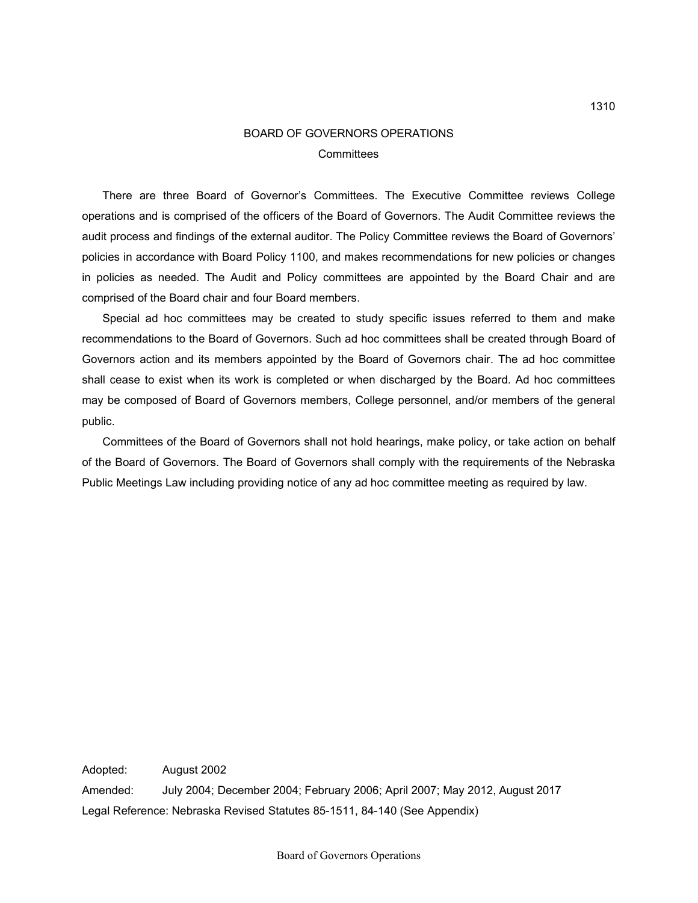1310

# BOARD OF GOVERNORS OPERATIONS

## Committees

There are three Board of Governor's Committees. The Executive Committee reviews College operations and is comprised of the officers of the Board of Governors. The Audit Committee reviews the audit process and findings of the external auditor. The Policy Committee reviews the Board of Governors' policies in accordance with Board Policy 1100, and makes recommendations for new policies or changes in policies as needed. The Audit and Policy committees are appointed by the Board Chair and are comprised of the Board chair and four Board members.

Special ad hoc committees may be created to study specific issues referred to them and make recommendations to the Board of Governors. Such ad hoc committees shall be created through Board of Governors action and its members appointed by the Board of Governors chair. The ad hoc committee shall cease to exist when its work is completed or when discharged by the Board. Ad hoc committees may be composed of Board of Governors members, College personnel, and/or members of the general public.

Committees of the Board of Governors shall not hold hearings, make policy, or take action on behalf of the Board of Governors. The Board of Governors shall comply with the requirements of the Nebraska Public Meetings Law including providing notice of any ad hoc committee meeting as required by law.

Adopted: August 2002

Amended: July 2004; December 2004; February 2006; April 2007; May 2012, August 2017

Legal Reference: Nebraska Revised Statutes 85-1511, 84-140 (See Appendix)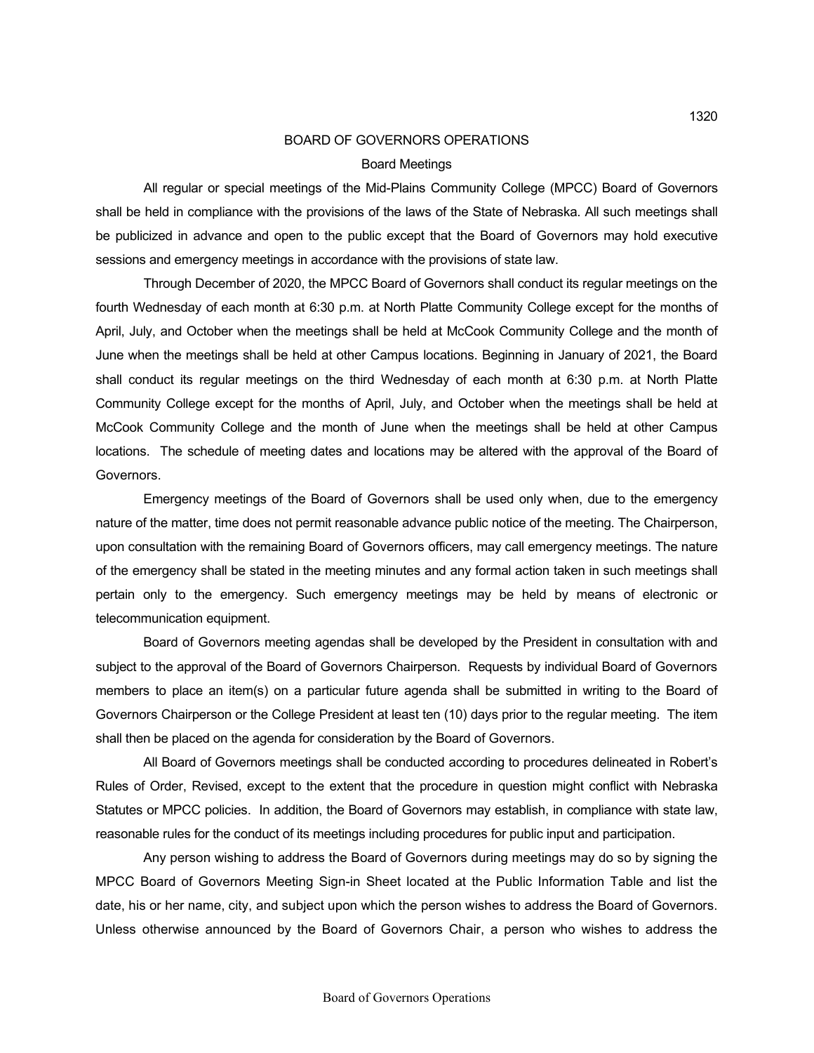# BOARD OF GOVERNORS OPERATIONS

## Board Meetings

All regular or special meetings of the Mid-Plains Community College (MPCC) Board of Governors shall be held in compliance with the provisions of the laws of the State of Nebraska. All such meetings shall be publicized in advance and open to the public except that the Board of Governors may hold executive sessions and emergency meetings in accordance with the provisions of state law.

Through December of 2020, the MPCC Board of Governors shall conduct its regular meetings on the fourth Wednesday of each month at 6:30 p.m. at North Platte Community College except for the months of April, July, and October when the meetings shall be held at McCook Community College and the month of June when the meetings shall be held at other Campus locations. Beginning in January of 2021, the Board shall conduct its regular meetings on the third Wednesday of each month at 6:30 p.m. at North Platte Community College except for the months of April, July, and October when the meetings shall be held at McCook Community College and the month of June when the meetings shall be held at other Campus locations. The schedule of meeting dates and locations may be altered with the approval of the Board of Governors.

Emergency meetings of the Board of Governors shall be used only when, due to the emergency nature of the matter, time does not permit reasonable advance public notice of the meeting. The Chairperson, upon consultation with the remaining Board of Governors officers, may call emergency meetings. The nature of the emergency shall be stated in the meeting minutes and any formal action taken in such meetings shall pertain only to the emergency. Such emergency meetings may be held by means of electronic or telecommunication equipment.

Board of Governors meeting agendas shall be developed by the President in consultation with and subject to the approval of the Board of Governors Chairperson. Requests by individual Board of Governors members to place an item(s) on a particular future agenda shall be submitted in writing to the Board of Governors Chairperson or the College President at least ten (10) days prior to the regular meeting. The item shall then be placed on the agenda for consideration by the Board of Governors.

All Board of Governors meetings shall be conducted according to procedures delineated in Robert's Rules of Order, Revised, except to the extent that the procedure in question might conflict with Nebraska Statutes or MPCC policies. In addition, the Board of Governors may establish, in compliance with state law, reasonable rules for the conduct of its meetings including procedures for public input and participation.

Any person wishing to address the Board of Governors during meetings may do so by signing the MPCC Board of Governors Meeting Sign-in Sheet located at the Public Information Table and list the date, his or her name, city, and subject upon which the person wishes to address the Board of Governors. Unless otherwise announced by the Board of Governors Chair, a person who wishes to address the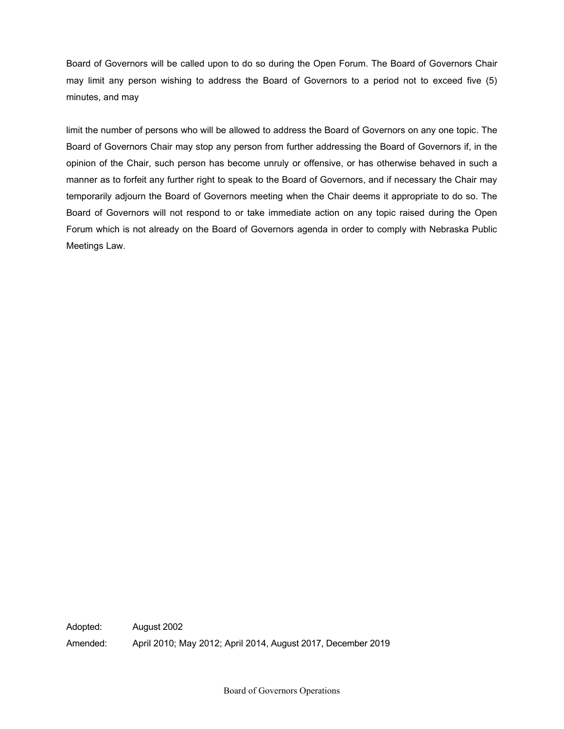Board of Governors will be called upon to do so during the Open Forum. The Board of Governors Chair may limit any person wishing to address the Board of Governors to a period not to exceed five (5) minutes, and may

limit the number of persons who will be allowed to address the Board of Governors on any one topic. The Board of Governors Chair may stop any person from further addressing the Board of Governors if, in the opinion of the Chair, such person has become unruly or offensive, or has otherwise behaved in such a manner as to forfeit any further right to speak to the Board of Governors, and if necessary the Chair may temporarily adjourn the Board of Governors meeting when the Chair deems it appropriate to do so. The Board of Governors will not respond to or take immediate action on any topic raised during the Open Forum which is not already on the Board of Governors agenda in order to comply with Nebraska Public Meetings Law.

Adopted: August 2002

Amended: April 2010; May 2012; April 2014, August 2017, December 2019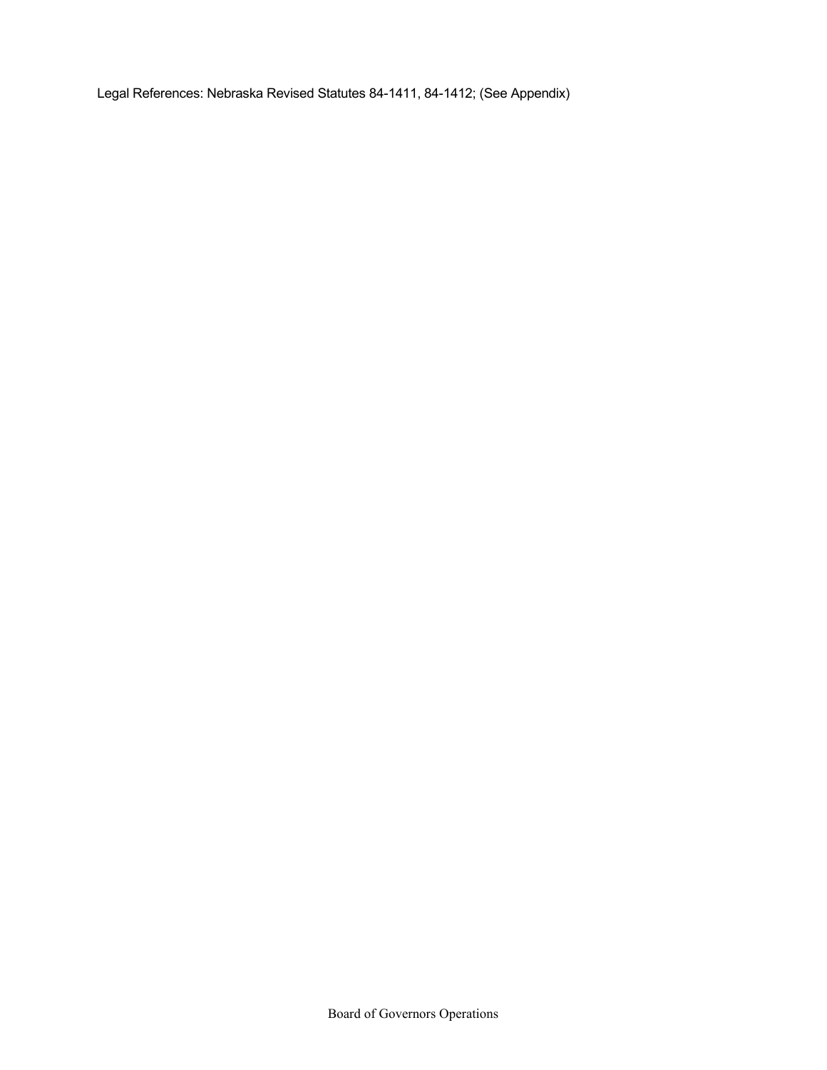Legal References: Nebraska Revised Statutes 84-1411, 84-1412; (See Appendix)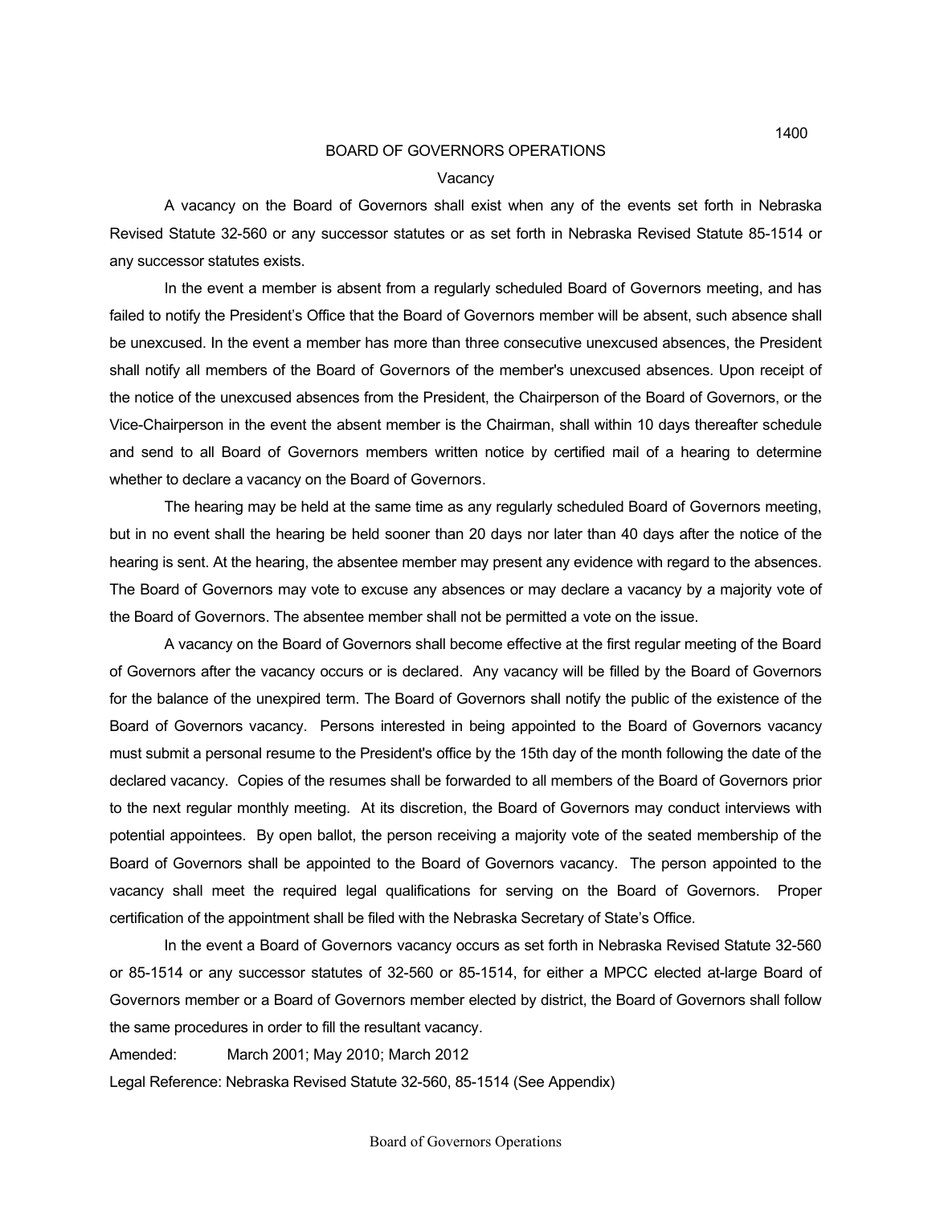# BOARD OF GOVERNORS OPERATIONS

## Vacancy

A vacancy on the Board of Governors shall exist when any of the events set forth in Nebraska Revised Statute 32-560 or any successor statutes or as set forth in Nebraska Revised Statute 85-1514 or any successor statutes exists.

In the event a member is absent from a regularly scheduled Board of Governors meeting, and has failed to notify the President's Office that the Board of Governors member will be absent, such absence shall be unexcused. In the event a member has more than three consecutive unexcused absences, the President shall notify all members of the Board of Governors of the member's unexcused absences. Upon receipt of the notice of the unexcused absences from the President, the Chairperson of the Board of Governors, or the Vice-Chairperson in the event the absent member is the Chairman, shall within 10 days thereafter schedule and send to all Board of Governors members written notice by certified mail of a hearing to determine whether to declare a vacancy on the Board of Governors.

The hearing may be held at the same time as any regularly scheduled Board of Governors meeting, but in no event shall the hearing be held sooner than 20 days nor later than 40 days after the notice of the hearing is sent. At the hearing, the absentee member may present any evidence with regard to the absences. The Board of Governors may vote to excuse any absences or may declare a vacancy by a majority vote of the Board of Governors. The absentee member shall not be permitted a vote on the issue.

A vacancy on the Board of Governors shall become effective at the first regular meeting of the Board of Governors after the vacancy occurs or is declared. Any vacancy will be filled by the Board of Governors for the balance of the unexpired term. The Board of Governors shall notify the public of the existence of the Board of Governors vacancy. Persons interested in being appointed to the Board of Governors vacancy must submit a personal resume to the President's office by the 15th day of the month following the date of the declared vacancy. Copies of the resumes shall be forwarded to all members of the Board of Governors prior to the next regular monthly meeting. At its discretion, the Board of Governors may conduct interviews with potential appointees. By open ballot, the person receiving a majority vote of the seated membership of the Board of Governors shall be appointed to the Board of Governors vacancy. The person appointed to the vacancy shall meet the required legal qualifications for serving on the Board of Governors. Proper certification of the appointment shall be filed with the Nebraska Secretary of State's Office.

In the event a Board of Governors vacancy occurs as set forth in Nebraska Revised Statute 32-560 or 85-1514 or any successor statutes of 32-560 or 85-1514, for either a MPCC elected at-large Board of Governors member or a Board of Governors member elected by district, the Board of Governors shall follow the same procedures in order to fill the resultant vacancy.

Amended: March 2001; May 2010; March 2012

Legal Reference: Nebraska Revised Statute 32-560, 85-1514 (See Appendix)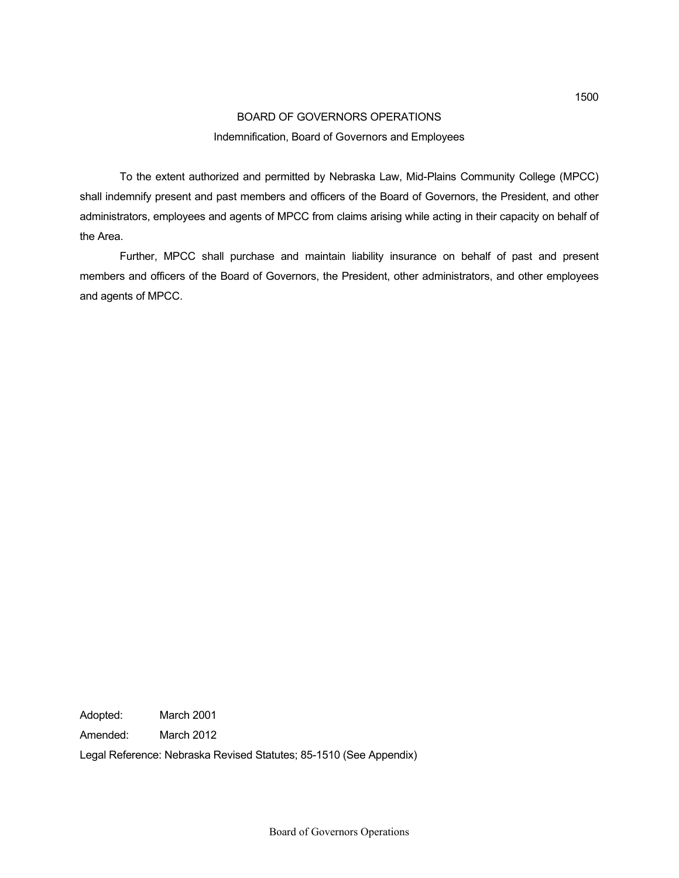# BOARD OF GOVERNORS OPERATIONS

## Indemnification, Board of Governors and Employees

To the extent authorized and permitted by Nebraska Law, Mid-Plains Community College (MPCC) shall indemnify present and past members and officers of the Board of Governors, the President, and other administrators, employees and agents of MPCC from claims arising while acting in their capacity on behalf of the Area.

Further, MPCC shall purchase and maintain liability insurance on behalf of past and present members and officers of the Board of Governors, the President, other administrators, and other employees and agents of MPCC.

Adopted: March 2001

Amended: March 2012

Legal Reference: Nebraska Revised Statutes; 85-1510 (See Appendix)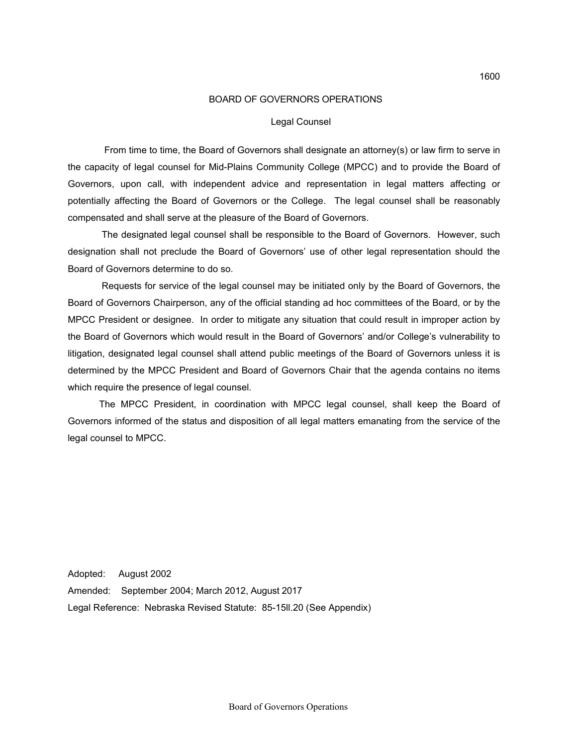1600

# BOARD OF GOVERNORS OPERATIONS

## Legal Counsel

From time to time, the Board of Governors shall designate an attorney(s) or law firm to serve in the capacity of legal counsel for Mid-Plains Community College (MPCC) and to provide the Board of Governors, upon call, with independent advice and representation in legal matters affecting or potentially affecting the Board of Governors or the College. The legal counsel shall be reasonably compensated and shall serve at the pleasure of the Board of Governors.

The designated legal counsel shall be responsible to the Board of Governors. However, such designation shall not preclude the Board of Governors' use of other legal representation should the Board of Governors determine to do so.

Requests for service of the legal counsel may be initiated only by the Board of Governors, the Board of Governors Chairperson, any of the official standing ad hoc committees of the Board, or by the MPCC President or designee. In order to mitigate any situation that could result in improper action by the Board of Governors which would result in the Board of Governors' and/or College's vulnerability to litigation, designated legal counsel shall attend public meetings of the Board of Governors unless it is determined by the MPCC President and Board of Governors Chair that the agenda contains no items which require the presence of legal counsel.

The MPCC President, in coordination with MPCC legal counsel, shall keep the Board of Governors informed of the status and disposition of all legal matters emanating from the service of the legal counsel to MPCC.

Adopted: August 2002

Amended: September 2004; March 2012, August 2017

Legal Reference: Nebraska Revised Statute: 85-15ll.20 (See Appendix)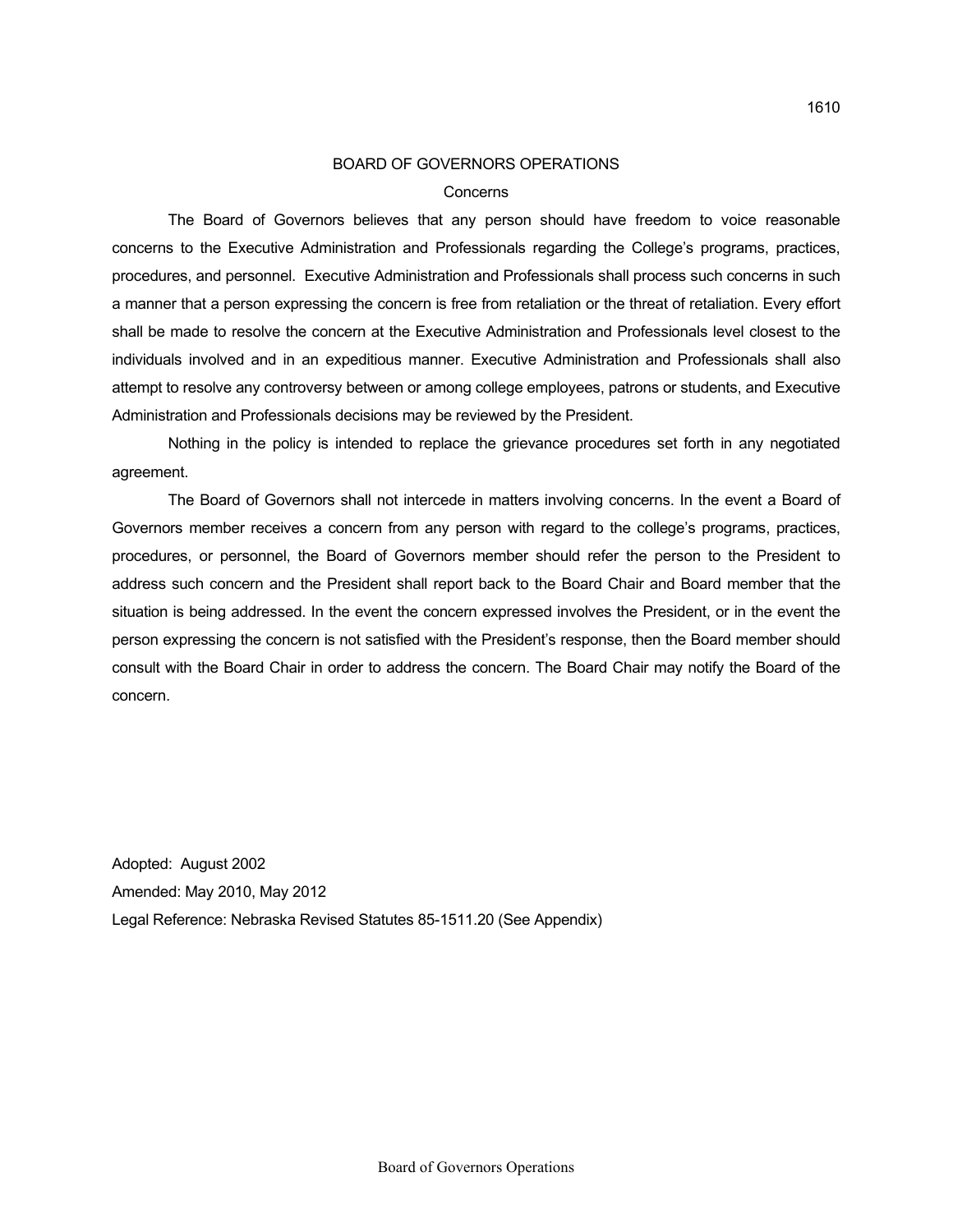1610

# BOARD OF GOVERNORS OPERATIONS

## Concerns

The Board of Governors believes that any person should have freedom to voice reasonable concerns to the Executive Administration and Professionals regarding the College's programs, practices, procedures, and personnel. Executive Administration and Professionals shall process such concerns in such a manner that a person expressing the concern is free from retaliation or the threat of retaliation. Every effort shall be made to resolve the concern at the Executive Administration and Professionals level closest to the individuals involved and in an expeditious manner. Executive Administration and Professionals shall also attempt to resolve any controversy between or among college employees, patrons or students, and Executive Administration and Professionals decisions may be reviewed by the President.

Nothing in the policy is intended to replace the grievance procedures set forth in any negotiated agreement.

The Board of Governors shall not intercede in matters involving concerns. In the event a Board of Governors member receives a concern from any person with regard to the college's programs, practices, procedures, or personnel, the Board of Governors member should refer the person to the President to address such concern and the President shall report back to the Board Chair and Board member that the situation is being addressed. In the event the concern expressed involves the President, or in the event the person expressing the concern is not satisfied with the President's response, then the Board member should consult with the Board Chair in order to address the concern. The Board Chair may notify the Board of the concern.

Adopted: August 2002

Amended: May 2010, May 2012

Legal Reference: Nebraska Revised Statutes 85-1511.20 (See Appendix)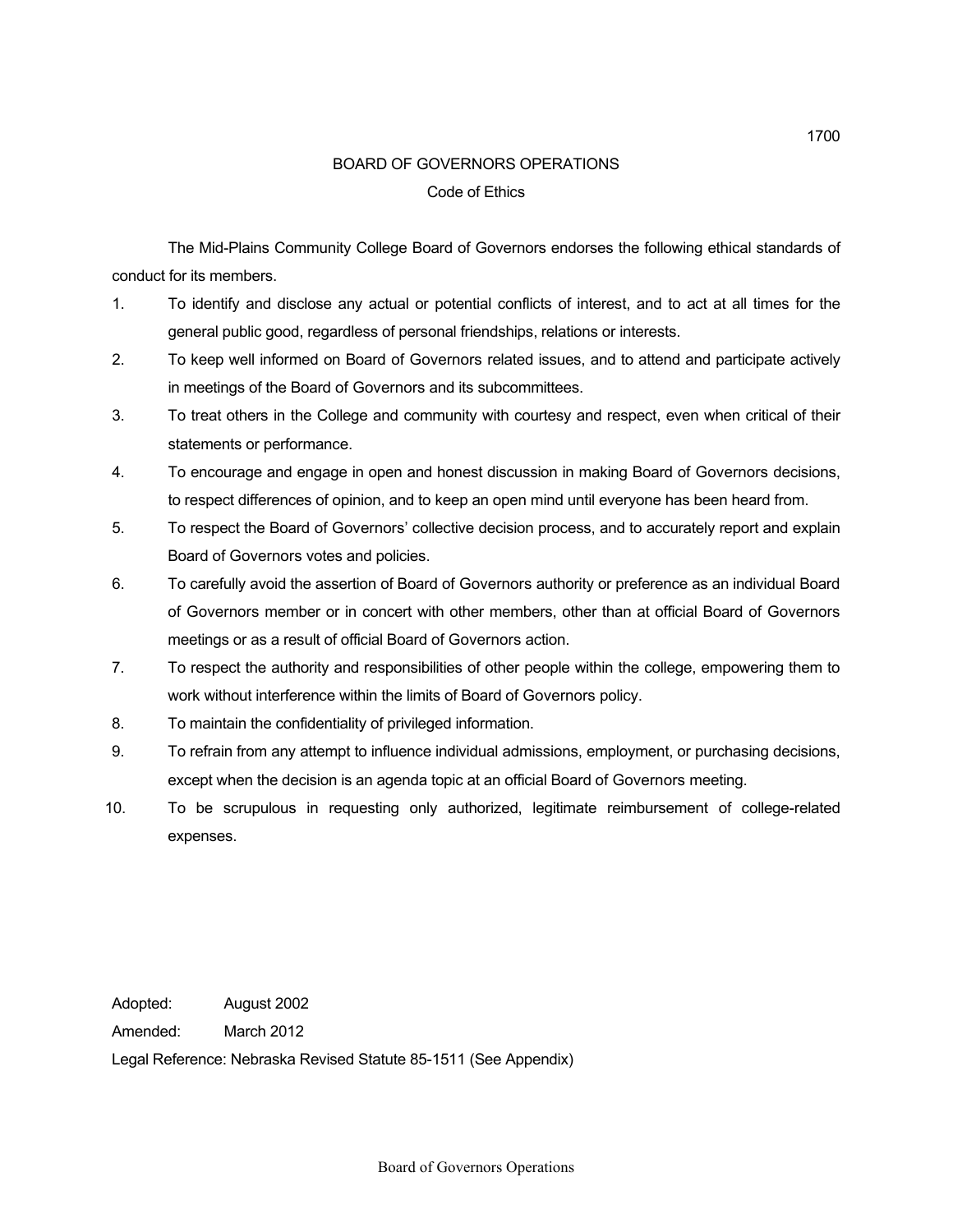# BOARD OF GOVERNORS OPERATIONS

## Code of Ethics

The Mid-Plains Community College Board of Governors endorses the following ethical standards of conduct for its members.

1. To identify and disclose any actual or potential conflicts of interest, and to act at all times for the general public good, regardless of personal friendships, relations or interests.
2. To keep well informed on Board of Governors related issues, and to attend and participate actively in meetings of the Board of Governors and its subcommittees.
3. To treat others in the College and community with courtesy and respect, even when critical of their statements or performance.
4. To encourage and engage in open and honest discussion in making Board of Governors decisions, to respect differences of opinion, and to keep an open mind until everyone has been heard from.
5. To respect the Board of Governors' collective decision process, and to accurately report and explain Board of Governors votes and policies.
6. To carefully avoid the assertion of Board of Governors authority or preference as an individual Board of Governors member or in concert with other members, other than at official Board of Governors meetings or as a result of official Board of Governors action.
7. To respect the authority and responsibilities of other people within the college, empowering them to work without interference within the limits of Board of Governors policy.
8. To maintain the confidentiality of privileged information.
9. To refrain from any attempt to influence individual admissions, employment, or purchasing decisions, except when the decision is an agenda topic at an official Board of Governors meeting.
10. To be scrupulous in requesting only authorized, legitimate reimbursement of college-related expenses.

Adopted: August 2002

Amended: March 2012

Legal Reference: Nebraska Revised Statute 85-1511 (See Appendix)